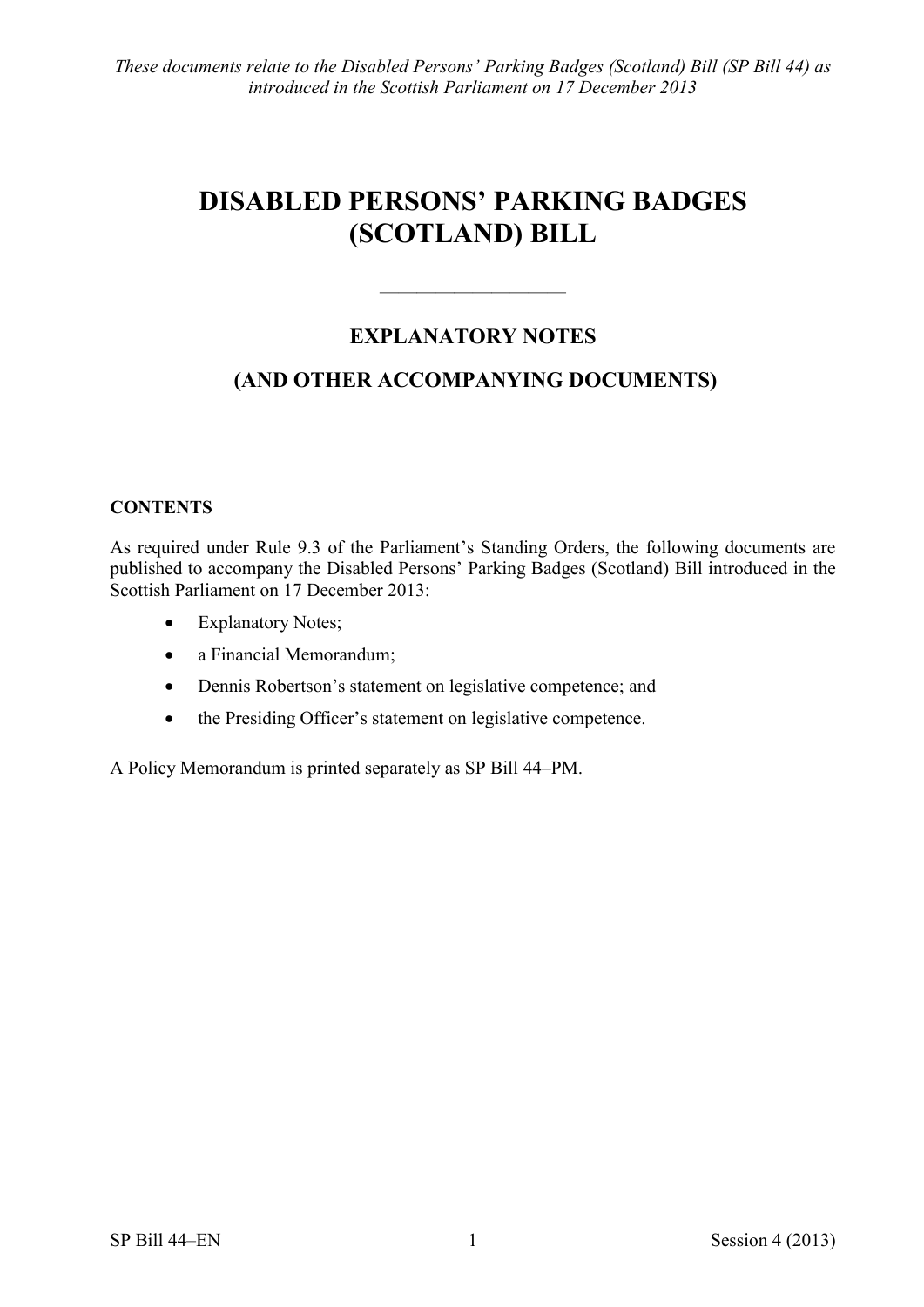*These documents relate to the Disabled Persons' Parking Badges (Scotland) Bill (SP Bill 44) as introduced in the Scottish Parliament on 17 December 2013*

# DISABLED PERSONS' PARKING BADGES (SCOTLAND) BILL

---

## EXPLANATORY NOTES

## (AND OTHER ACCOMPANYING DOCUMENTS)

**CONTENTS**

As required under Rule 9.3 of the Parliament's Standing Orders, the following documents are published to accompany the Disabled Persons' Parking Badges (Scotland) Bill introduced in the Scottish Parliament on 17 December 2013:

- Explanatory Notes;
- a Financial Memorandum;
- Dennis Robertson's statement on legislative competence; and
- the Presiding Officer's statement on legislative competence.

A Policy Memorandum is printed separately as SP Bill 44–PM.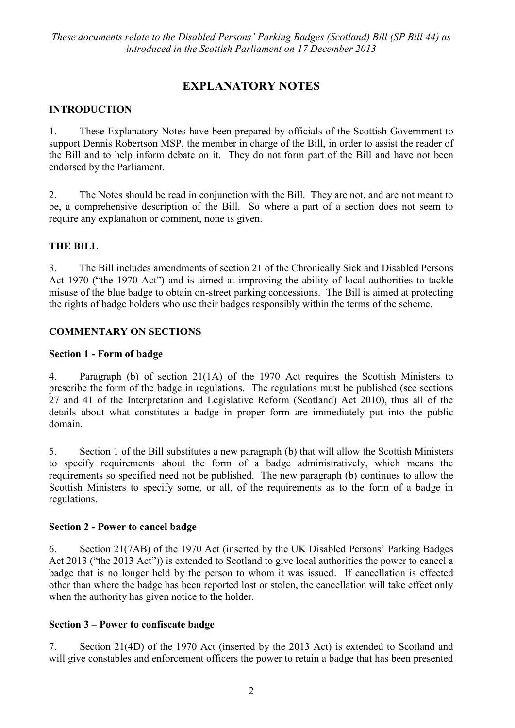*These documents relate to the Disabled Persons' Parking Badges (Scotland) Bill (SP Bill 44) as introduced in the Scottish Parliament on 17 December 2013*

# EXPLANATORY NOTES

## INTRODUCTION

1. These Explanatory Notes have been prepared by officials of the Scottish Government to support Dennis Robertson MSP, the member in charge of the Bill, in order to assist the reader of the Bill and to help inform debate on it. They do not form part of the Bill and have not been endorsed by the Parliament.

2. The Notes should be read in conjunction with the Bill. They are not, and are not meant to be, a comprehensive description of the Bill. So where a part of a section does not seem to require any explanation or comment, none is given.

## THE BILL

3. The Bill includes amendments of section 21 of the Chronically Sick and Disabled Persons Act 1970 ("the 1970 Act") and is aimed at improving the ability of local authorities to tackle misuse of the blue badge to obtain on-street parking concessions. The Bill is aimed at protecting the rights of badge holders who use their badges responsibly within the terms of the scheme.

## COMMENTARY ON SECTIONS

### Section 1 - Form of badge

4. Paragraph (b) of section 21(1A) of the 1970 Act requires the Scottish Ministers to prescribe the form of the badge in regulations. The regulations must be published (see sections 27 and 41 of the Interpretation and Legislative Reform (Scotland) Act 2010), thus all of the details about what constitutes a badge in proper form are immediately put into the public domain.

5. Section 1 of the Bill substitutes a new paragraph (b) that will allow the Scottish Ministers to specify requirements about the form of a badge administratively, which means the requirements so specified need not be published. The new paragraph (b) continues to allow the Scottish Ministers to specify some, or all, of the requirements as to the form of a badge in regulations.

### Section 2 - Power to cancel badge

6. Section 21(7AB) of the 1970 Act (inserted by the UK Disabled Persons' Parking Badges Act 2013 ("the 2013 Act")) is extended to Scotland to give local authorities the power to cancel a badge that is no longer held by the person to whom it was issued. If cancellation is effected other than where the badge has been reported lost or stolen, the cancellation will take effect only when the authority has given notice to the holder.

### Section 3 – Power to confiscate badge

7. Section 21(4D) of the 1970 Act (inserted by the 2013 Act) is extended to Scotland and will give constables and enforcement officers the power to retain a badge that has been presented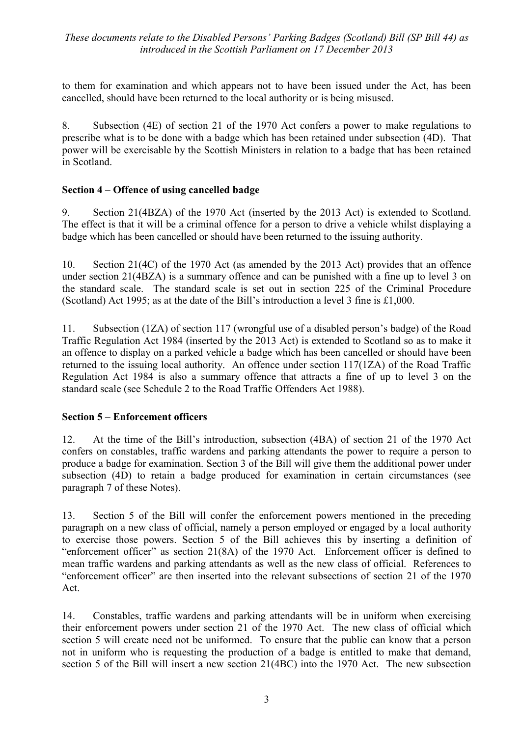to them for examination and which appears not to have been issued under the Act, has been cancelled, should have been returned to the local authority or is being misused.

8. Subsection (4E) of section 21 of the 1970 Act confers a power to make regulations to prescribe what is to be done with a badge which has been retained under subsection (4D). That power will be exercisable by the Scottish Ministers in relation to a badge that has been retained in Scotland.

**Section 4 – Offence of using cancelled badge**

9. Section 21(4BZA) of the 1970 Act (inserted by the 2013 Act) is extended to Scotland. The effect is that it will be a criminal offence for a person to drive a vehicle whilst displaying a badge which has been cancelled or should have been returned to the issuing authority.

10. Section 21(4C) of the 1970 Act (as amended by the 2013 Act) provides that an offence under section 21(4BZA) is a summary offence and can be punished with a fine up to level 3 on the standard scale. The standard scale is set out in section 225 of the Criminal Procedure (Scotland) Act 1995; as at the date of the Bill's introduction a level 3 fine is £1,000.

11. Subsection (1ZA) of section 117 (wrongful use of a disabled person's badge) of the Road Traffic Regulation Act 1984 (inserted by the 2013 Act) is extended to Scotland so as to make it an offence to display on a parked vehicle a badge which has been cancelled or should have been returned to the issuing local authority. An offence under section 117(1ZA) of the Road Traffic Regulation Act 1984 is also a summary offence that attracts a fine of up to level 3 on the standard scale (see Schedule 2 to the Road Traffic Offenders Act 1988).

**Section 5 – Enforcement officers**

12. At the time of the Bill's introduction, subsection (4BA) of section 21 of the 1970 Act confers on constables, traffic wardens and parking attendants the power to require a person to produce a badge for examination. Section 3 of the Bill will give them the additional power under subsection (4D) to retain a badge produced for examination in certain circumstances (see paragraph 7 of these Notes).

13. Section 5 of the Bill will confer the enforcement powers mentioned in the preceding paragraph on a new class of official, namely a person employed or engaged by a local authority to exercise those powers. Section 5 of the Bill achieves this by inserting a definition of "enforcement officer" as section 21(8A) of the 1970 Act. Enforcement officer is defined to mean traffic wardens and parking attendants as well as the new class of official. References to "enforcement officer" are then inserted into the relevant subsections of section 21 of the 1970 Act.

14. Constables, traffic wardens and parking attendants will be in uniform when exercising their enforcement powers under section 21 of the 1970 Act. The new class of official which section 5 will create need not be uniformed. To ensure that the public can know that a person not in uniform who is requesting the production of a badge is entitled to make that demand, section 5 of the Bill will insert a new section 21(4BC) into the 1970 Act. The new subsection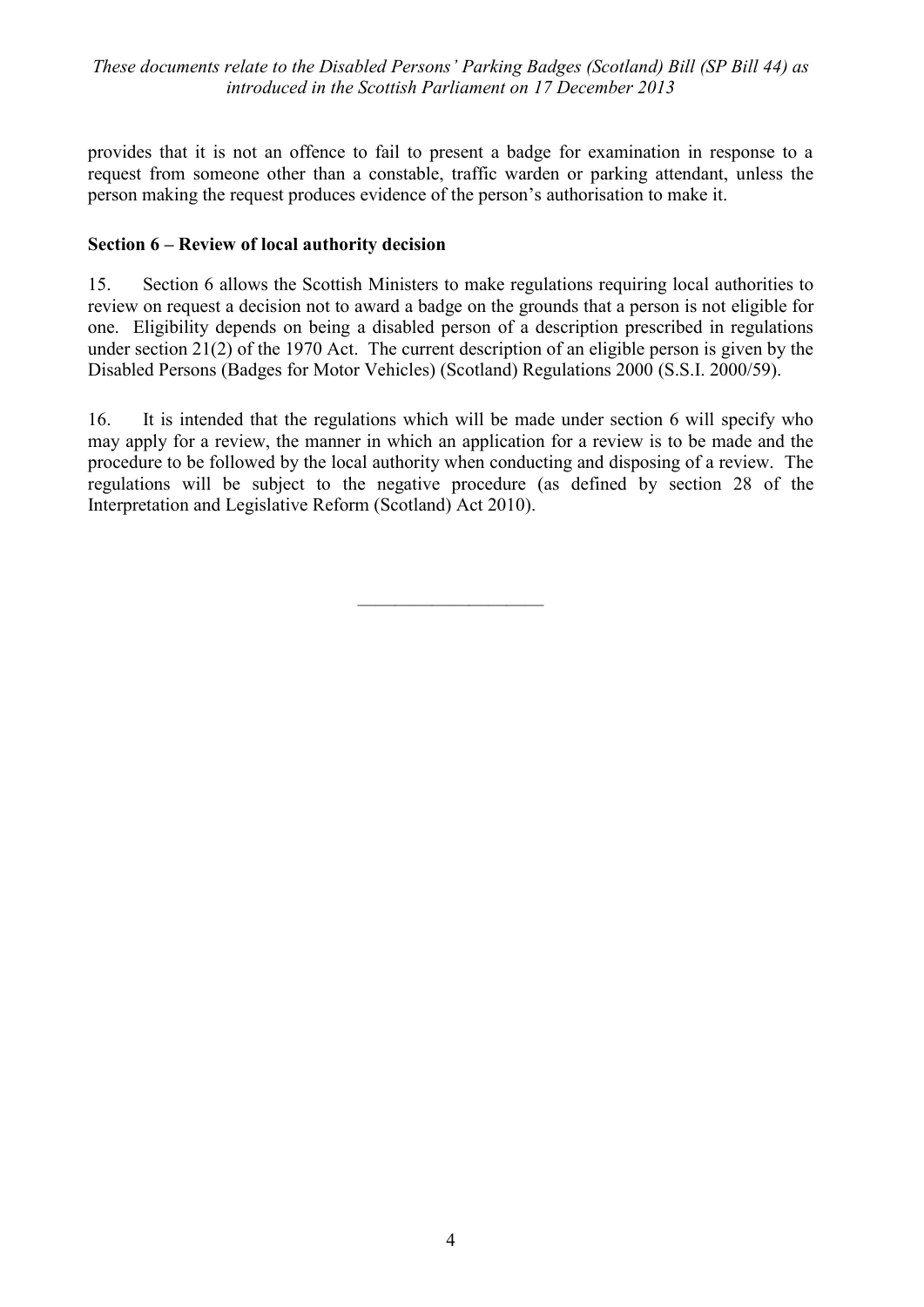provides that it is not an offence to fail to present a badge for examination in response to a request from someone other than a constable, traffic warden or parking attendant, unless the person making the request produces evidence of the person's authorisation to make it.

**Section 6 – Review of local authority decision**

15. Section 6 allows the Scottish Ministers to make regulations requiring local authorities to review on request a decision not to award a badge on the grounds that a person is not eligible for one. Eligibility depends on being a disabled person of a description prescribed in regulations under section 21(2) of the 1970 Act. The current description of an eligible person is given by the Disabled Persons (Badges for Motor Vehicles) (Scotland) Regulations 2000 (S.S.I. 2000/59).

16. It is intended that the regulations which will be made under section 6 will specify who may apply for a review, the manner in which an application for a review is to be made and the procedure to be followed by the local authority when conducting and disposing of a review. The regulations will be subject to the negative procedure (as defined by section 28 of the Interpretation and Legislative Reform (Scotland) Act 2010).

---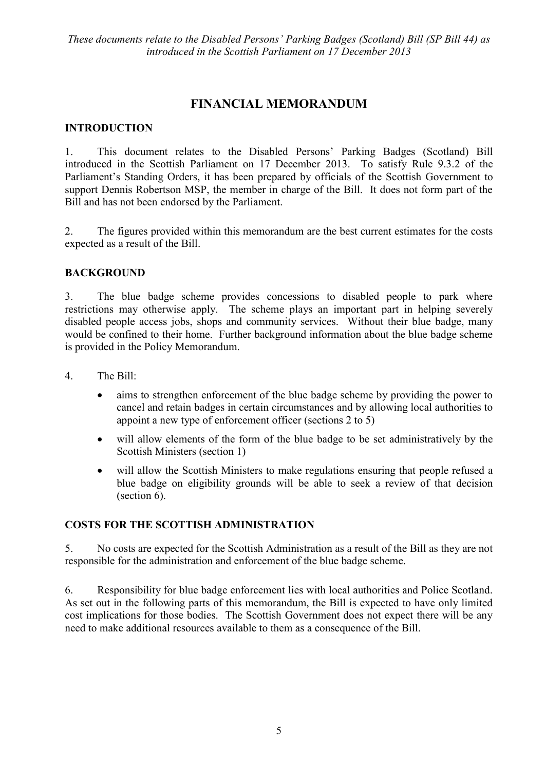*These documents relate to the Disabled Persons' Parking Badges (Scotland) Bill (SP Bill 44) as introduced in the Scottish Parliament on 17 December 2013*

# FINANCIAL MEMORANDUM

## INTRODUCTION

1. This document relates to the Disabled Persons' Parking Badges (Scotland) Bill introduced in the Scottish Parliament on 17 December 2013. To satisfy Rule 9.3.2 of the Parliament's Standing Orders, it has been prepared by officials of the Scottish Government to support Dennis Robertson MSP, the member in charge of the Bill. It does not form part of the Bill and has not been endorsed by the Parliament.

2. The figures provided within this memorandum are the best current estimates for the costs expected as a result of the Bill.

## BACKGROUND

3. The blue badge scheme provides concessions to disabled people to park where restrictions may otherwise apply. The scheme plays an important part in helping severely disabled people access jobs, shops and community services. Without their blue badge, many would be confined to their home. Further background information about the blue badge scheme is provided in the Policy Memorandum.

4. The Bill:

- aims to strengthen enforcement of the blue badge scheme by providing the power to cancel and retain badges in certain circumstances and by allowing local authorities to appoint a new type of enforcement officer (sections 2 to 5)
- will allow elements of the form of the blue badge to be set administratively by the Scottish Ministers (section 1)
- will allow the Scottish Ministers to make regulations ensuring that people refused a blue badge on eligibility grounds will be able to seek a review of that decision (section 6).

## COSTS FOR THE SCOTTISH ADMINISTRATION

5. No costs are expected for the Scottish Administration as a result of the Bill as they are not responsible for the administration and enforcement of the blue badge scheme.

6. Responsibility for blue badge enforcement lies with local authorities and Police Scotland. As set out in the following parts of this memorandum, the Bill is expected to have only limited cost implications for those bodies. The Scottish Government does not expect there will be any need to make additional resources available to them as a consequence of the Bill.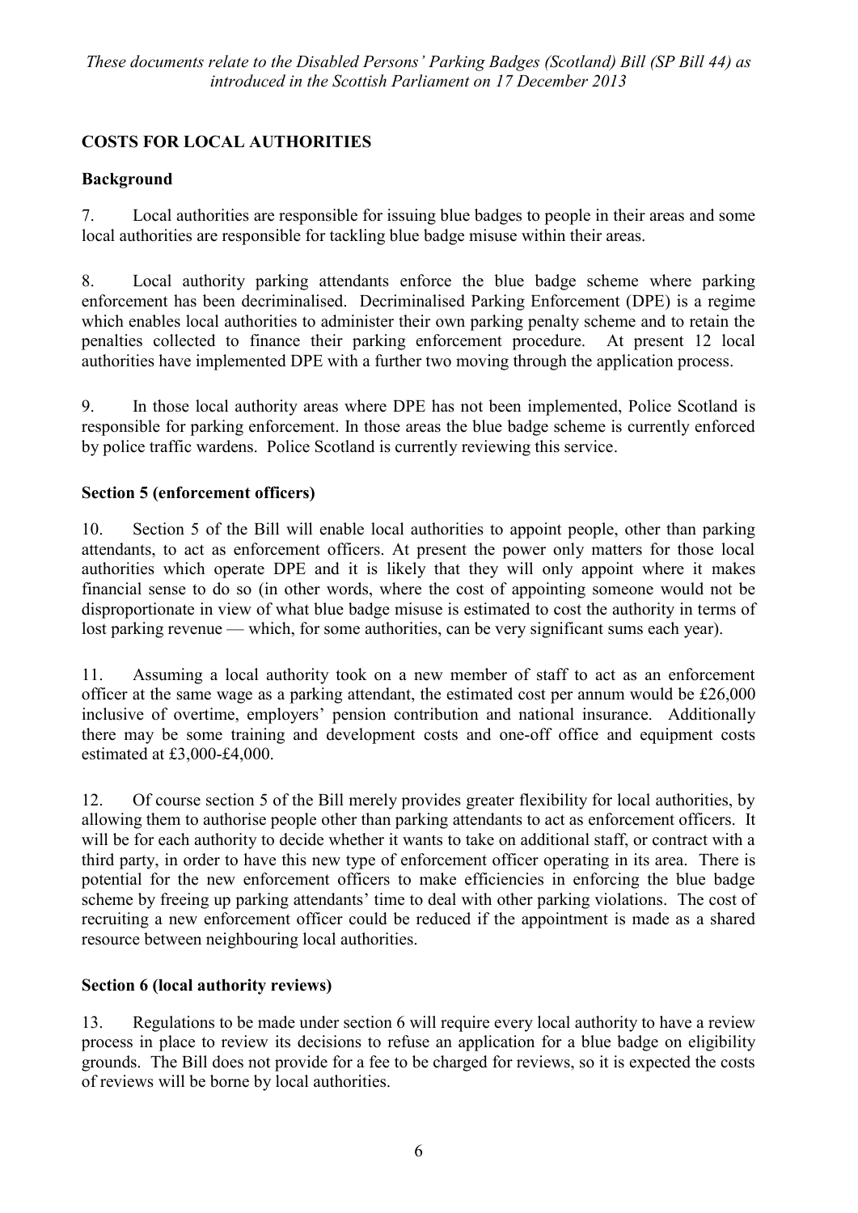## COSTS FOR LOCAL AUTHORITIES

### Background

7. Local authorities are responsible for issuing blue badges to people in their areas and some local authorities are responsible for tackling blue badge misuse within their areas.

8. Local authority parking attendants enforce the blue badge scheme where parking enforcement has been decriminalised. Decriminalised Parking Enforcement (DPE) is a regime which enables local authorities to administer their own parking penalty scheme and to retain the penalties collected to finance their parking enforcement procedure. At present 12 local authorities have implemented DPE with a further two moving through the application process.

9. In those local authority areas where DPE has not been implemented, Police Scotland is responsible for parking enforcement. In those areas the blue badge scheme is currently enforced by police traffic wardens. Police Scotland is currently reviewing this service.

### Section 5 (enforcement officers)

10. Section 5 of the Bill will enable local authorities to appoint people, other than parking attendants, to act as enforcement officers. At present the power only matters for those local authorities which operate DPE and it is likely that they will only appoint where it makes financial sense to do so (in other words, where the cost of appointing someone would not be disproportionate in view of what blue badge misuse is estimated to cost the authority in terms of lost parking revenue — which, for some authorities, can be very significant sums each year).

11. Assuming a local authority took on a new member of staff to act as an enforcement officer at the same wage as a parking attendant, the estimated cost per annum would be £26,000 inclusive of overtime, employers' pension contribution and national insurance. Additionally there may be some training and development costs and one-off office and equipment costs estimated at £3,000-£4,000.

12. Of course section 5 of the Bill merely provides greater flexibility for local authorities, by allowing them to authorise people other than parking attendants to act as enforcement officers. It will be for each authority to decide whether it wants to take on additional staff, or contract with a third party, in order to have this new type of enforcement officer operating in its area. There is potential for the new enforcement officers to make efficiencies in enforcing the blue badge scheme by freeing up parking attendants' time to deal with other parking violations. The cost of recruiting a new enforcement officer could be reduced if the appointment is made as a shared resource between neighbouring local authorities.

### Section 6 (local authority reviews)

13. Regulations to be made under section 6 will require every local authority to have a review process in place to review its decisions to refuse an application for a blue badge on eligibility grounds. The Bill does not provide for a fee to be charged for reviews, so it is expected the costs of reviews will be borne by local authorities.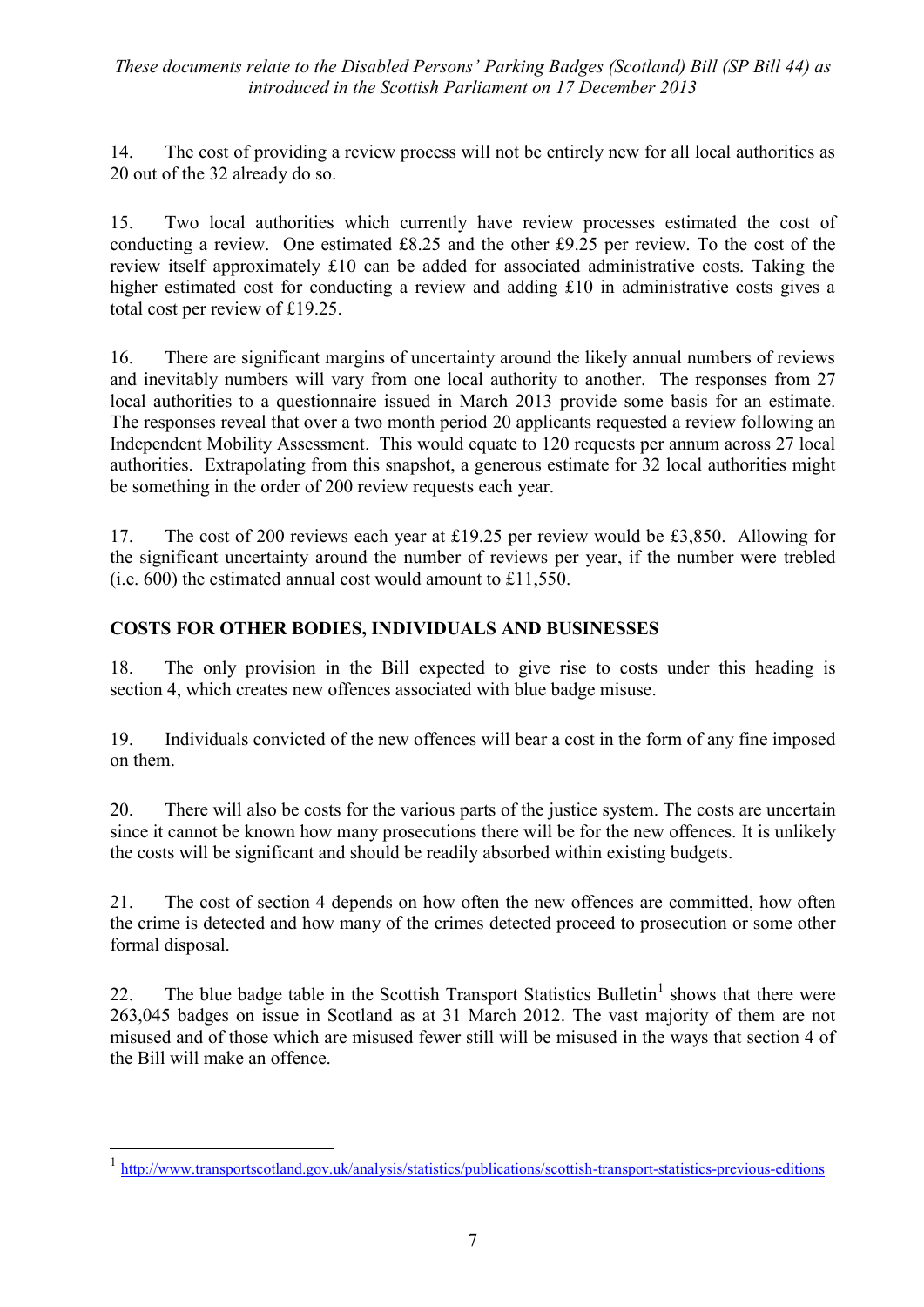14. The cost of providing a review process will not be entirely new for all local authorities as 20 out of the 32 already do so.

15. Two local authorities which currently have review processes estimated the cost of conducting a review. One estimated £8.25 and the other £9.25 per review. To the cost of the review itself approximately £10 can be added for associated administrative costs. Taking the higher estimated cost for conducting a review and adding £10 in administrative costs gives a total cost per review of £19.25.

16. There are significant margins of uncertainty around the likely annual numbers of reviews and inevitably numbers will vary from one local authority to another. The responses from 27 local authorities to a questionnaire issued in March 2013 provide some basis for an estimate. The responses reveal that over a two month period 20 applicants requested a review following an Independent Mobility Assessment. This would equate to 120 requests per annum across 27 local authorities. Extrapolating from this snapshot, a generous estimate for 32 local authorities might be something in the order of 200 review requests each year.

17. The cost of 200 reviews each year at £19.25 per review would be £3,850. Allowing for the significant uncertainty around the number of reviews per year, if the number were trebled (i.e. 600) the estimated annual cost would amount to £11,550.

## COSTS FOR OTHER BODIES, INDIVIDUALS AND BUSINESSES

18. The only provision in the Bill expected to give rise to costs under this heading is section 4, which creates new offences associated with blue badge misuse.

19. Individuals convicted of the new offences will bear a cost in the form of any fine imposed on them.

20. There will also be costs for the various parts of the justice system. The costs are uncertain since it cannot be known how many prosecutions there will be for the new offences. It is unlikely the costs will be significant and should be readily absorbed within existing budgets.

21. The cost of section 4 depends on how often the new offences are committed, how often the crime is detected and how many of the crimes detected proceed to prosecution or some other formal disposal.

22. The blue badge table in the Scottish Transport Statistics Bulletin[1] shows that there were 263,045 badges on issue in Scotland as at 31 March 2012. The vast majority of them are not misused and of those which are misused fewer still will be misused in the ways that section 4 of the Bill will make an offence.

[1] http://www.transportscotland.gov.uk/analysis/statistics/publications/scottish-transport-statistics-previous-editions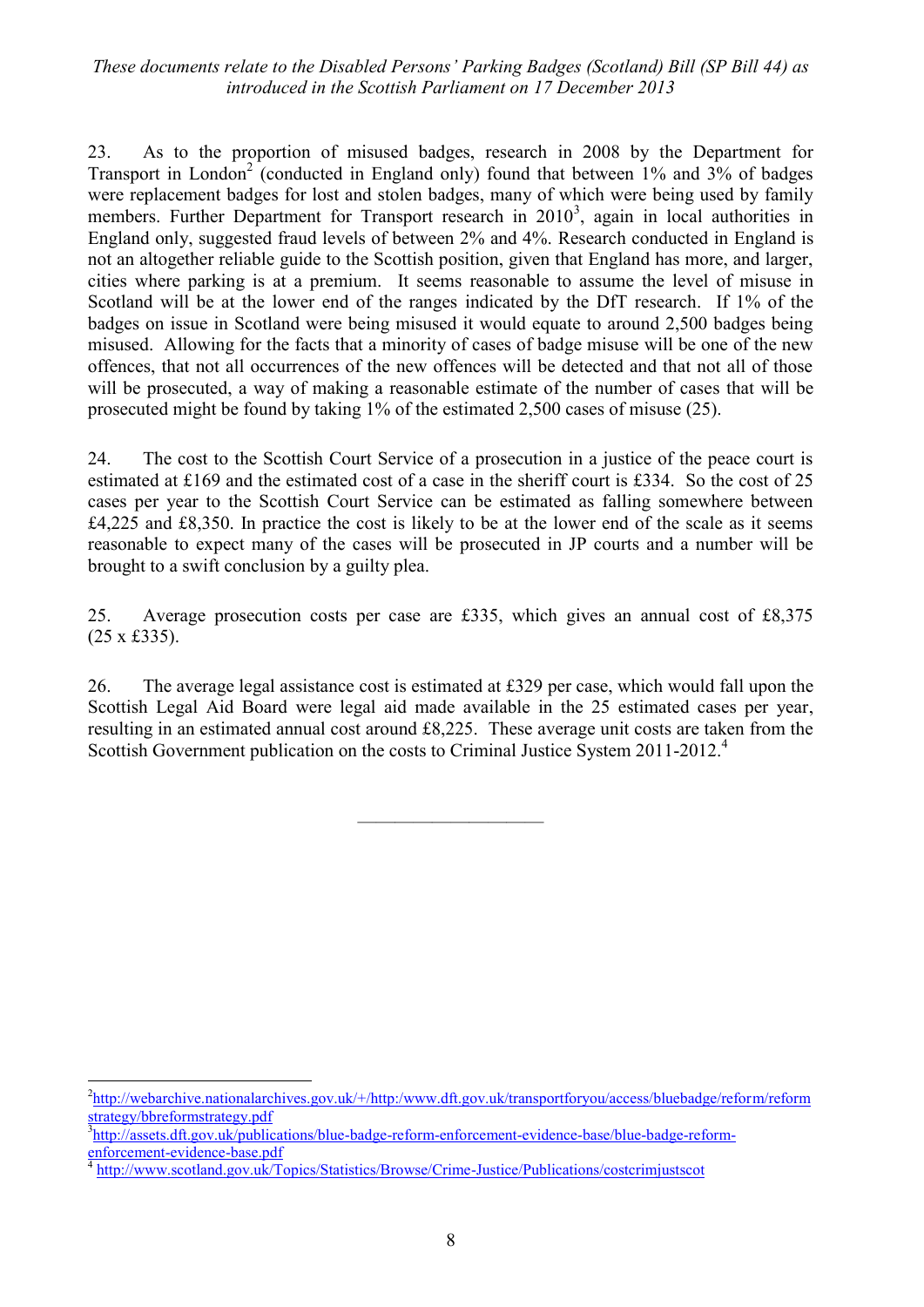23. As to the proportion of misused badges, research in 2008 by the Department for Transport in London[2] (conducted in England only) found that between 1% and 3% of badges were replacement badges for lost and stolen badges, many of which were being used by family members. Further Department for Transport research in 2010[3], again in local authorities in England only, suggested fraud levels of between 2% and 4%. Research conducted in England is not an altogether reliable guide to the Scottish position, given that England has more, and larger, cities where parking is at a premium. It seems reasonable to assume the level of misuse in Scotland will be at the lower end of the ranges indicated by the DfT research. If 1% of the badges on issue in Scotland were being misused it would equate to around 2,500 badges being misused. Allowing for the facts that a minority of cases of badge misuse will be one of the new offences, that not all occurrences of the new offences will be detected and that not all of those will be prosecuted, a way of making a reasonable estimate of the number of cases that will be prosecuted might be found by taking 1% of the estimated 2,500 cases of misuse (25).

24. The cost to the Scottish Court Service of a prosecution in a justice of the peace court is estimated at £169 and the estimated cost of a case in the sheriff court is £334. So the cost of 25 cases per year to the Scottish Court Service can be estimated as falling somewhere between £4,225 and £8,350. In practice the cost is likely to be at the lower end of the scale as it seems reasonable to expect many of the cases will be prosecuted in JP courts and a number will be brought to a swift conclusion by a guilty plea.

25. Average prosecution costs per case are £335, which gives an annual cost of £8,375 (25 x £335).

26. The average legal assistance cost is estimated at £329 per case, which would fall upon the Scottish Legal Aid Board were legal aid made available in the 25 estimated cases per year, resulting in an estimated annual cost around £8,225. These average unit costs are taken from the Scottish Government publication on the costs to Criminal Justice System 2011-2012.[4]

---

[2] http://webarchive.nationalarchives.gov.uk/+/http:/www.dft.gov.uk/transportforyou/access/bluebadge/reform/reformstrategy/bbreformstrategy.pdf

[3] http://assets.dft.gov.uk/publications/blue-badge-reform-enforcement-evidence-base/blue-badge-reform-enforcement-evidence-base.pdf

[4] http://www.scotland.gov.uk/Topics/Statistics/Browse/Crime-Justice/Publications/costcrimjustscot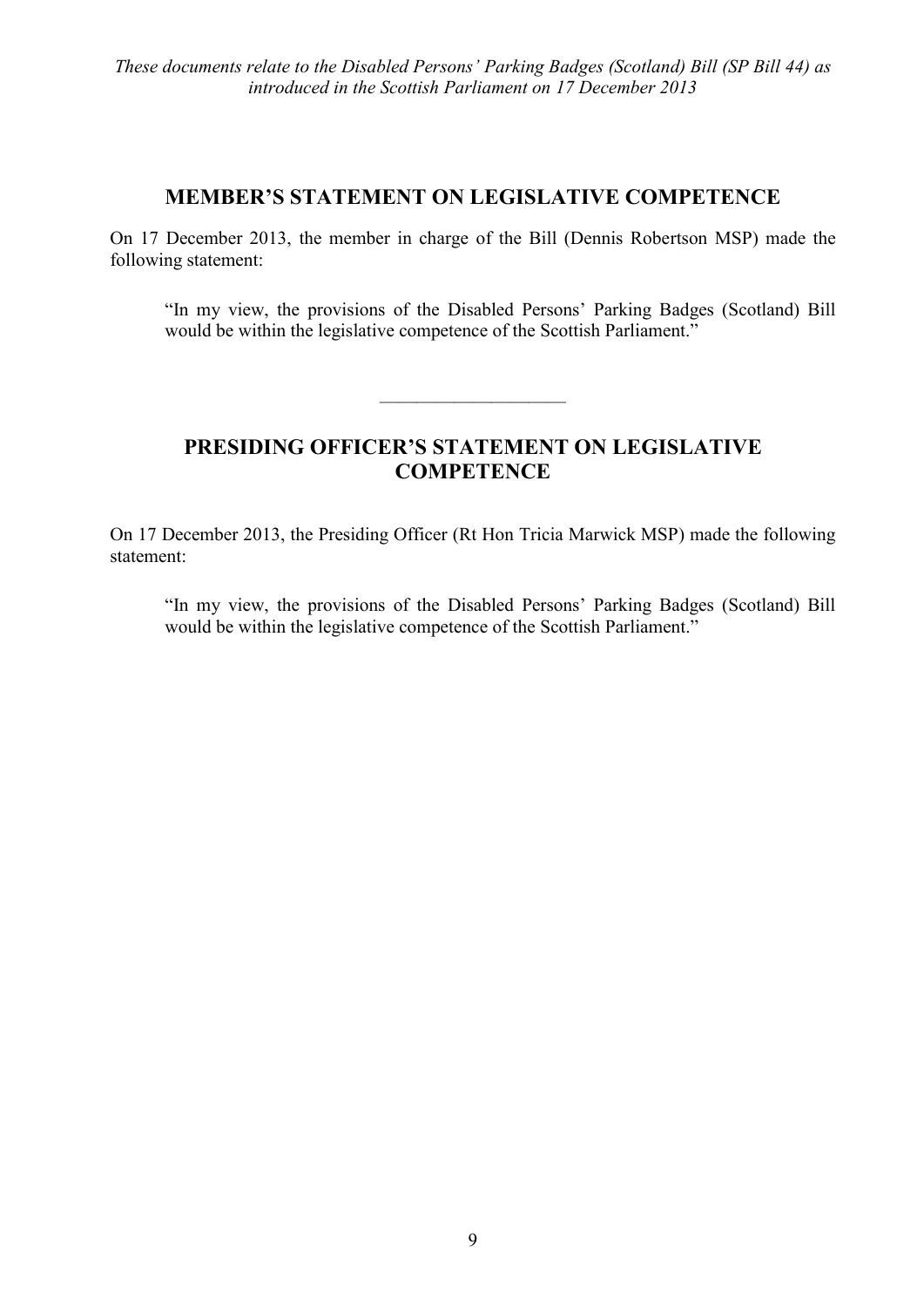## MEMBER'S STATEMENT ON LEGISLATIVE COMPETENCE

On 17 December 2013, the member in charge of the Bill (Dennis Robertson MSP) made the following statement:

> "In my view, the provisions of the Disabled Persons' Parking Badges (Scotland) Bill would be within the legislative competence of the Scottish Parliament."

---

## PRESIDING OFFICER'S STATEMENT ON LEGISLATIVE COMPETENCE

On 17 December 2013, the Presiding Officer (Rt Hon Tricia Marwick MSP) made the following statement:

> "In my view, the provisions of the Disabled Persons' Parking Badges (Scotland) Bill would be within the legislative competence of the Scottish Parliament."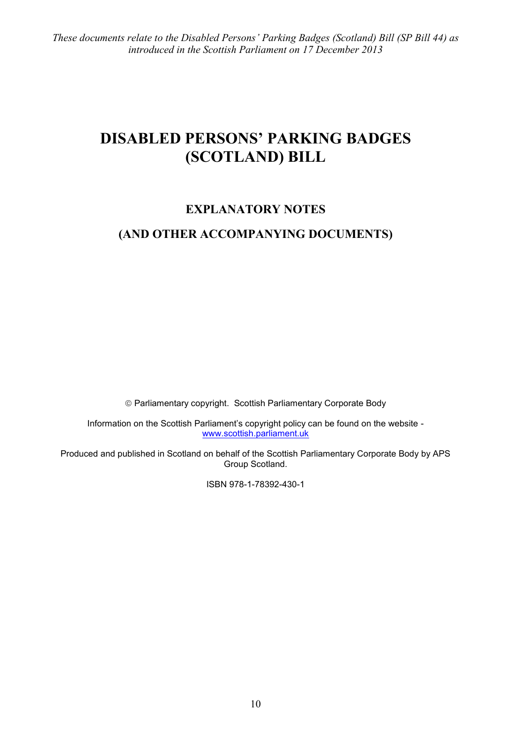*These documents relate to the Disabled Persons' Parking Badges (Scotland) Bill (SP Bill 44) as introduced in the Scottish Parliament on 17 December 2013*

# DISABLED PERSONS' PARKING BADGES (SCOTLAND) BILL

## EXPLANATORY NOTES

## (AND OTHER ACCOMPANYING DOCUMENTS)

© Parliamentary copyright. Scottish Parliamentary Corporate Body

Information on the Scottish Parliament's copyright policy can be found on the website - www.scottish.parliament.uk

Produced and published in Scotland on behalf of the Scottish Parliamentary Corporate Body by APS Group Scotland.

ISBN 978-1-78392-430-1